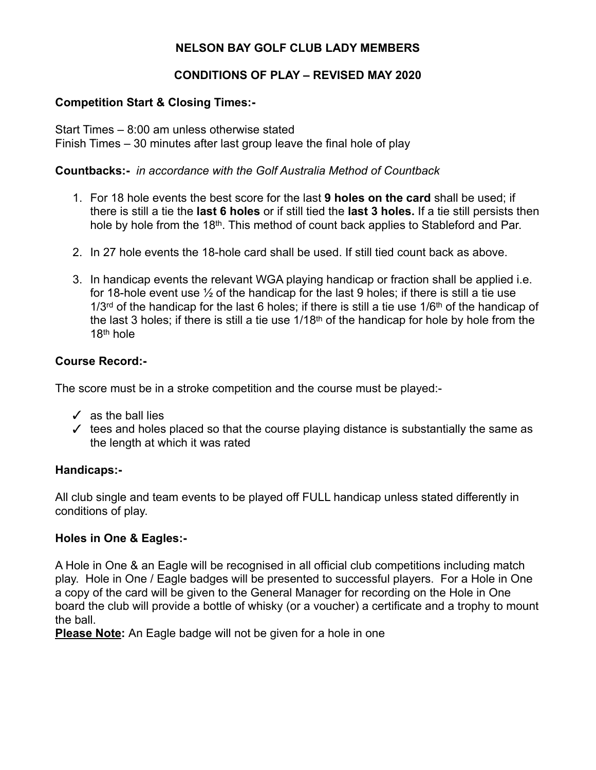# NELSON BAY GOLF CLUB LADY MEMBERS

## CONDITIONS OF PLAY – REVISED MAY 2020

**Competition Start & Closing Times:-**

Start Times – 8:00 am unless otherwise stated
Finish Times – 30 minutes after last group leave the final hole of play

**Countbacks:-** *in accordance with the Golf Australia Method of Countback*

1. For 18 hole events the best score for the last **9 holes on the card** shall be used; if there is still a tie the **last 6 holes** or if still tied the **last 3 holes.** If a tie still persists then hole by hole from the 18th. This method of count back applies to Stableford and Par.

2. In 27 hole events the 18-hole card shall be used. If still tied count back as above.

3. In handicap events the relevant WGA playing handicap or fraction shall be applied i.e. for 18-hole event use ½ of the handicap for the last 9 holes; if there is still a tie use 1/3rd of the handicap for the last 6 holes; if there is still a tie use 1/6th of the handicap of the last 3 holes; if there is still a tie use 1/18th of the handicap for hole by hole from the 18th hole

**Course Record:-**

The score must be in a stroke competition and the course must be played:-

- ✓ as the ball lies
- ✓ tees and holes placed so that the course playing distance is substantially the same as the length at which it was rated

**Handicaps:-**

All club single and team events to be played off FULL handicap unless stated differently in conditions of play.

**Holes in One & Eagles:-**

A Hole in One & an Eagle will be recognised in all official club competitions including match play. Hole in One / Eagle badges will be presented to successful players. For a Hole in One a copy of the card will be given to the General Manager for recording on the Hole in One board the club will provide a bottle of whisky (or a voucher) a certificate and a trophy to mount the ball.

**Please Note:** An Eagle badge will not be given for a hole in one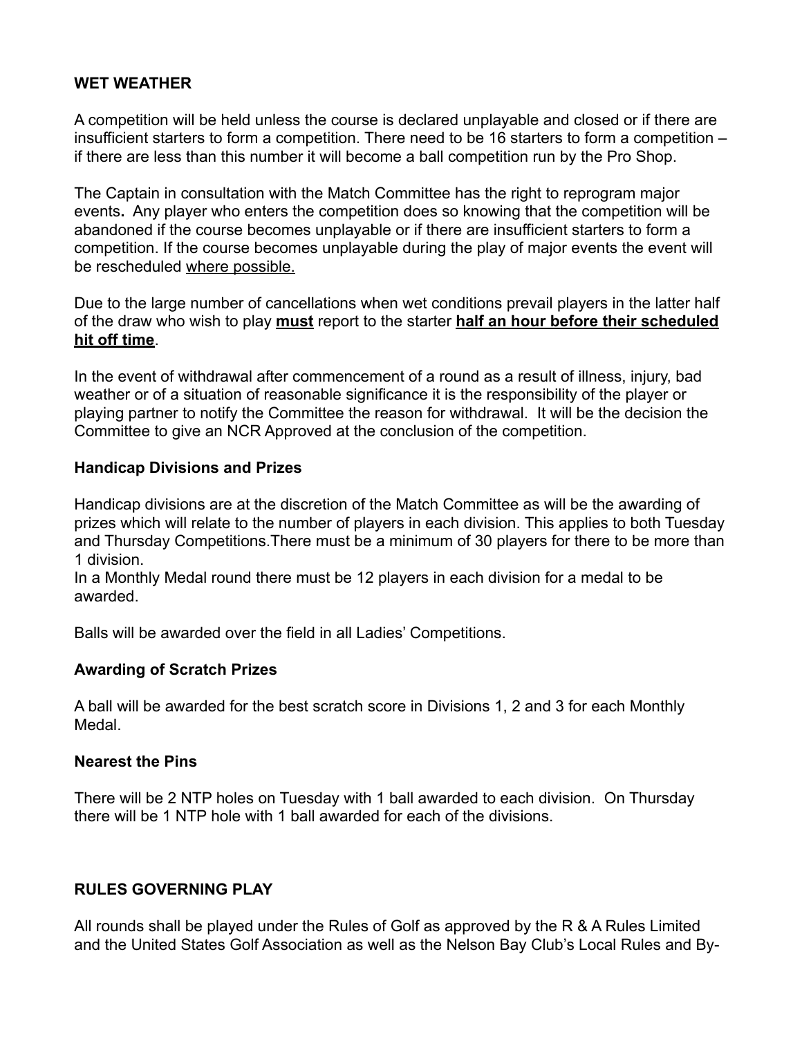## WET WEATHER

A competition will be held unless the course is declared unplayable and closed or if there are insufficient starters to form a competition. There need to be 16 starters to form a competition – if there are less than this number it will become a ball competition run by the Pro Shop.

The Captain in consultation with the Match Committee has the right to reprogram major events**.** Any player who enters the competition does so knowing that the competition will be abandoned if the course becomes unplayable or if there are insufficient starters to form a competition. If the course becomes unplayable during the play of major events the event will be rescheduled <u>where possible.</u>

Due to the large number of cancellations when wet conditions prevail players in the latter half of the draw who wish to play <u>**must**</u> report to the starter <u>**half an hour before their scheduled hit off time**</u>.

In the event of withdrawal after commencement of a round as a result of illness, injury, bad weather or of a situation of reasonable significance it is the responsibility of the player or playing partner to notify the Committee the reason for withdrawal. It will be the decision the Committee to give an NCR Approved at the conclusion of the competition.

### Handicap Divisions and Prizes

Handicap divisions are at the discretion of the Match Committee as will be the awarding of prizes which will relate to the number of players in each division. This applies to both Tuesday and Thursday Competitions.There must be a minimum of 30 players for there to be more than 1 division.
In a Monthly Medal round there must be 12 players in each division for a medal to be awarded.

Balls will be awarded over the field in all Ladies' Competitions.

### Awarding of Scratch Prizes

A ball will be awarded for the best scratch score in Divisions 1, 2 and 3 for each Monthly Medal.

### Nearest the Pins

There will be 2 NTP holes on Tuesday with 1 ball awarded to each division. On Thursday there will be 1 NTP hole with 1 ball awarded for each of the divisions.

## RULES GOVERNING PLAY

All rounds shall be played under the Rules of Golf as approved by the R & A Rules Limited and the United States Golf Association as well as the Nelson Bay Club's Local Rules and By-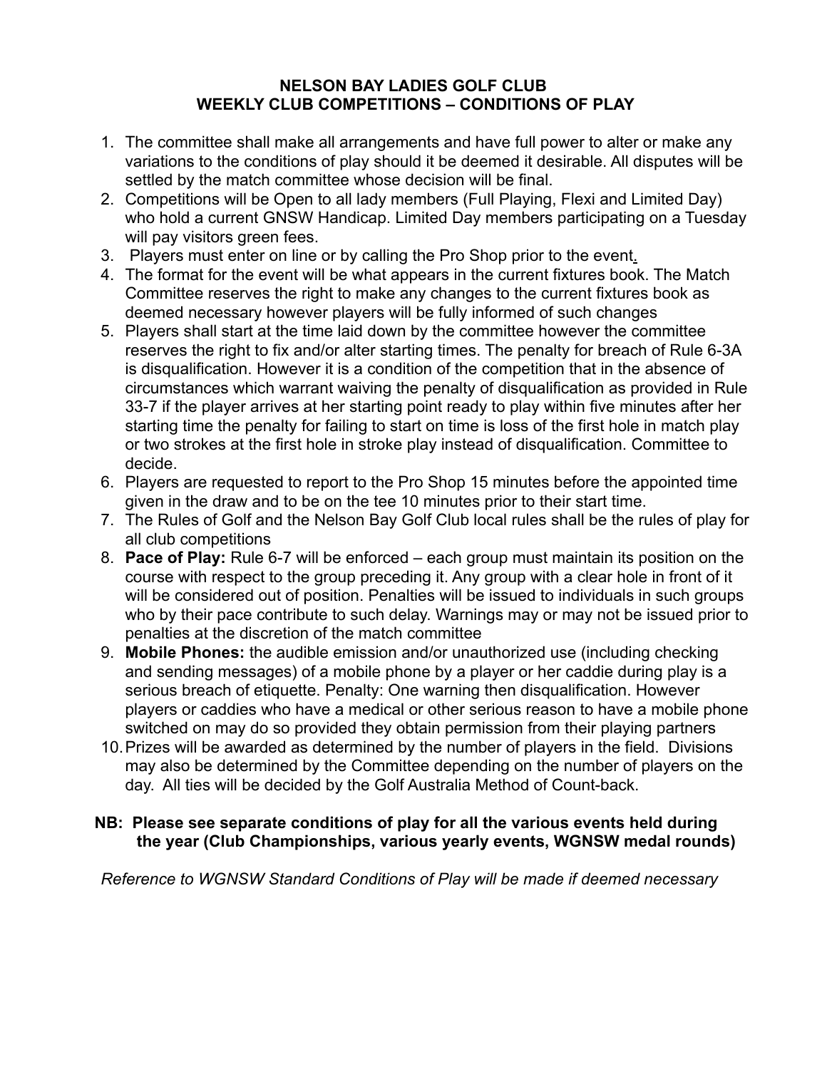# NELSON BAY LADIES GOLF CLUB
## WEEKLY CLUB COMPETITIONS – CONDITIONS OF PLAY

1. The committee shall make all arrangements and have full power to alter or make any variations to the conditions of play should it be deemed it desirable. All disputes will be settled by the match committee whose decision will be final.
2. Competitions will be Open to all lady members (Full Playing, Flexi and Limited Day) who hold a current GNSW Handicap. Limited Day members participating on a Tuesday will pay visitors green fees.
3. Players must enter on line or by calling the Pro Shop prior to the event.
4. The format for the event will be what appears in the current fixtures book. The Match Committee reserves the right to make any changes to the current fixtures book as deemed necessary however players will be fully informed of such changes
5. Players shall start at the time laid down by the committee however the committee reserves the right to fix and/or alter starting times. The penalty for breach of Rule 6-3A is disqualification. However it is a condition of the competition that in the absence of circumstances which warrant waiving the penalty of disqualification as provided in Rule 33-7 if the player arrives at her starting point ready to play within five minutes after her starting time the penalty for failing to start on time is loss of the first hole in match play or two strokes at the first hole in stroke play instead of disqualification. Committee to decide.
6. Players are requested to report to the Pro Shop 15 minutes before the appointed time given in the draw and to be on the tee 10 minutes prior to their start time.
7. The Rules of Golf and the Nelson Bay Golf Club local rules shall be the rules of play for all club competitions
8. **Pace of Play:** Rule 6-7 will be enforced – each group must maintain its position on the course with respect to the group preceding it. Any group with a clear hole in front of it will be considered out of position. Penalties will be issued to individuals in such groups who by their pace contribute to such delay. Warnings may or may not be issued prior to penalties at the discretion of the match committee
9. **Mobile Phones:** the audible emission and/or unauthorized use (including checking and sending messages) of a mobile phone by a player or her caddie during play is a serious breach of etiquette. Penalty: One warning then disqualification. However players or caddies who have a medical or other serious reason to have a mobile phone switched on may do so provided they obtain permission from their playing partners
10. Prizes will be awarded as determined by the number of players in the field. Divisions may also be determined by the Committee depending on the number of players on the day. All ties will be decided by the Golf Australia Method of Count-back.

**NB: Please see separate conditions of play for all the various events held during the year (Club Championships, various yearly events, WGNSW medal rounds)**

*Reference to WGNSW Standard Conditions of Play will be made if deemed necessary*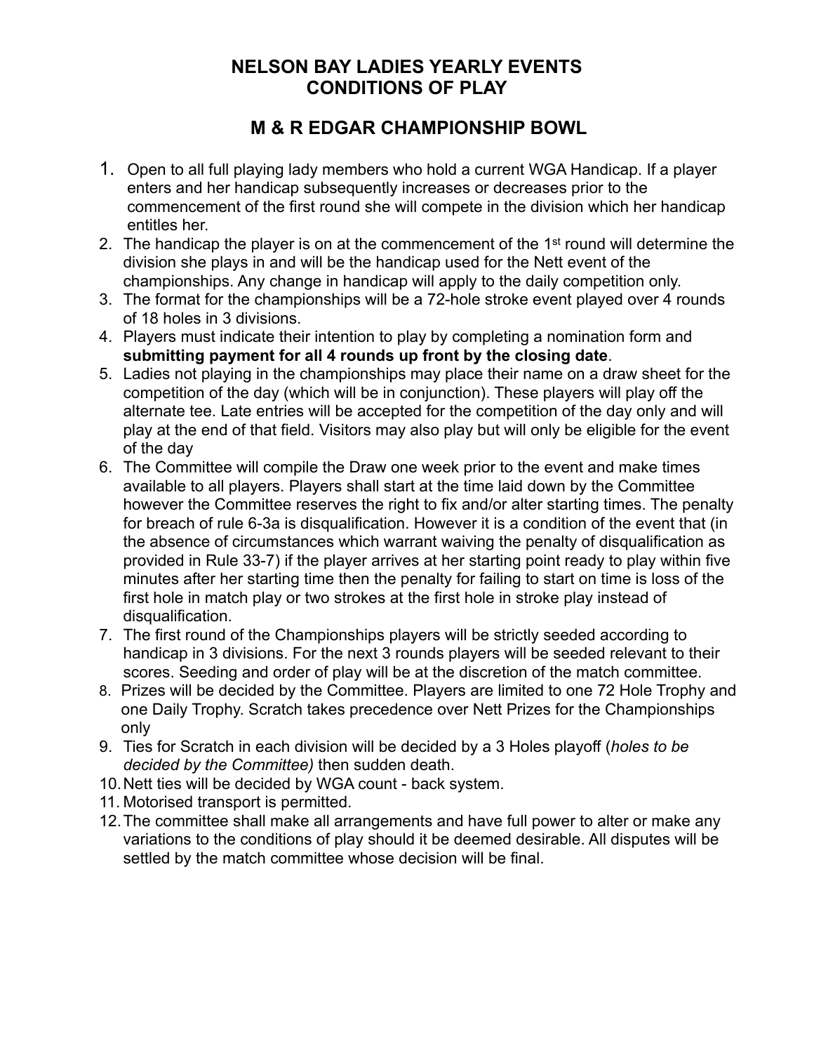# NELSON BAY LADIES YEARLY EVENTS
# CONDITIONS OF PLAY

## M & R EDGAR CHAMPIONSHIP BOWL

1. Open to all full playing lady members who hold a current WGA Handicap. If a player enters and her handicap subsequently increases or decreases prior to the commencement of the first round she will compete in the division which her handicap entitles her.
2. The handicap the player is on at the commencement of the 1st round will determine the division she plays in and will be the handicap used for the Nett event of the championships. Any change in handicap will apply to the daily competition only.
3. The format for the championships will be a 72-hole stroke event played over 4 rounds of 18 holes in 3 divisions.
4. Players must indicate their intention to play by completing a nomination form and **submitting payment for all 4 rounds up front by the closing date**.
5. Ladies not playing in the championships may place their name on a draw sheet for the competition of the day (which will be in conjunction). These players will play off the alternate tee. Late entries will be accepted for the competition of the day only and will play at the end of that field. Visitors may also play but will only be eligible for the event of the day
6. The Committee will compile the Draw one week prior to the event and make times available to all players. Players shall start at the time laid down by the Committee however the Committee reserves the right to fix and/or alter starting times. The penalty for breach of rule 6-3a is disqualification. However it is a condition of the event that (in the absence of circumstances which warrant waiving the penalty of disqualification as provided in Rule 33-7) if the player arrives at her starting point ready to play within five minutes after her starting time then the penalty for failing to start on time is loss of the first hole in match play or two strokes at the first hole in stroke play instead of disqualification.
7. The first round of the Championships players will be strictly seeded according to handicap in 3 divisions. For the next 3 rounds players will be seeded relevant to their scores. Seeding and order of play will be at the discretion of the match committee.
8. Prizes will be decided by the Committee. Players are limited to one 72 Hole Trophy and one Daily Trophy. Scratch takes precedence over Nett Prizes for the Championships only
9. Ties for Scratch in each division will be decided by a 3 Holes playoff (*holes to be decided by the Committee)* then sudden death.
10. Nett ties will be decided by WGA count - back system.
11. Motorised transport is permitted.
12. The committee shall make all arrangements and have full power to alter or make any variations to the conditions of play should it be deemed desirable. All disputes will be settled by the match committee whose decision will be final.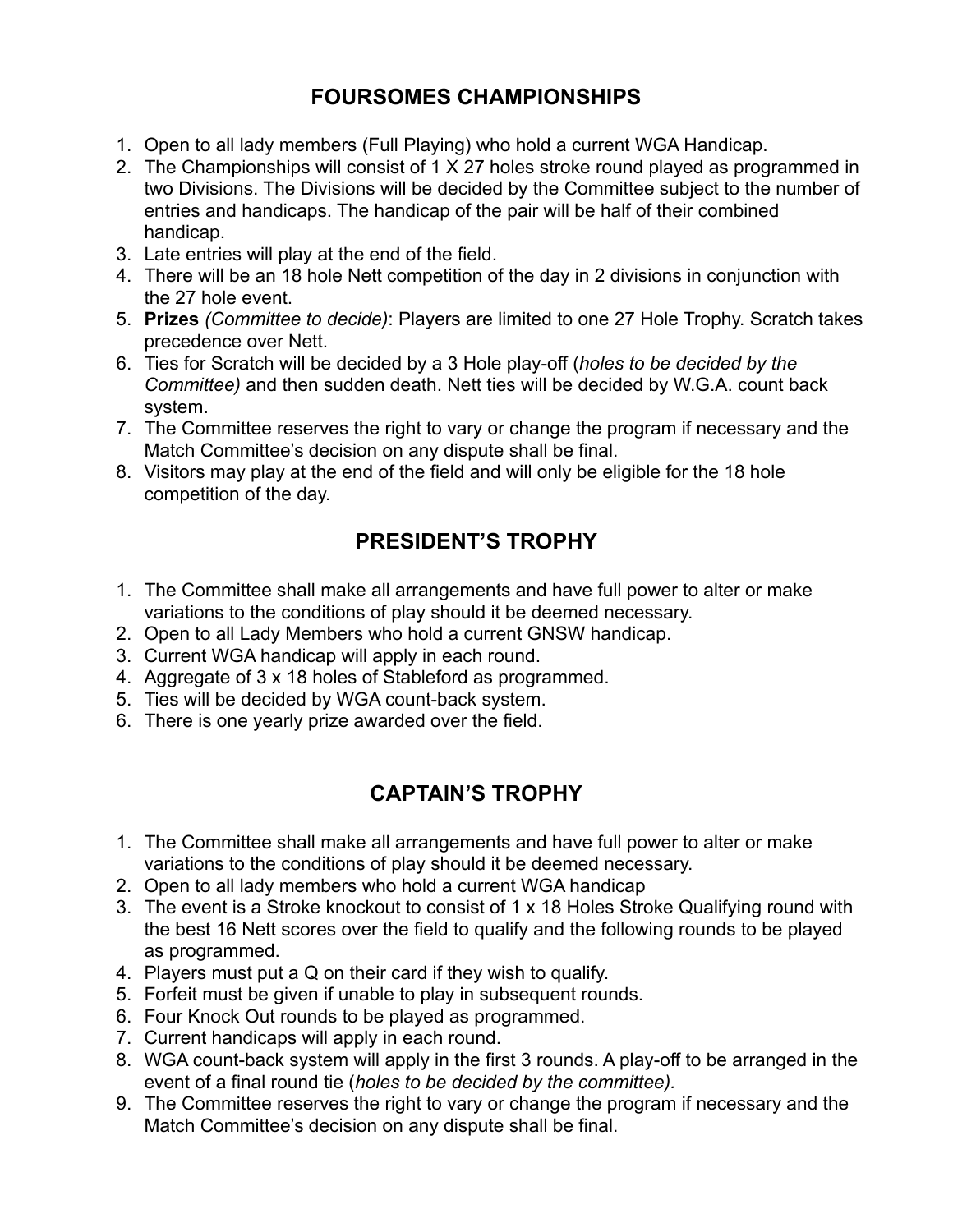## FOURSOMES CHAMPIONSHIPS

1. Open to all lady members (Full Playing) who hold a current WGA Handicap.
2. The Championships will consist of 1 X 27 holes stroke round played as programmed in two Divisions. The Divisions will be decided by the Committee subject to the number of entries and handicaps. The handicap of the pair will be half of their combined handicap.
3. Late entries will play at the end of the field.
4. There will be an 18 hole Nett competition of the day in 2 divisions in conjunction with the 27 hole event.
5. **Prizes** *(Committee to decide)*: Players are limited to one 27 Hole Trophy. Scratch takes precedence over Nett.
6. Ties for Scratch will be decided by a 3 Hole play-off (*holes to be decided by the Committee)* and then sudden death. Nett ties will be decided by W.G.A. count back system.
7. The Committee reserves the right to vary or change the program if necessary and the Match Committee's decision on any dispute shall be final.
8. Visitors may play at the end of the field and will only be eligible for the 18 hole competition of the day.

## PRESIDENT'S TROPHY

1. The Committee shall make all arrangements and have full power to alter or make variations to the conditions of play should it be deemed necessary.
2. Open to all Lady Members who hold a current GNSW handicap.
3. Current WGA handicap will apply in each round.
4. Aggregate of 3 x 18 holes of Stableford as programmed.
5. Ties will be decided by WGA count-back system.
6. There is one yearly prize awarded over the field.

## CAPTAIN'S TROPHY

1. The Committee shall make all arrangements and have full power to alter or make variations to the conditions of play should it be deemed necessary.
2. Open to all lady members who hold a current WGA handicap
3. The event is a Stroke knockout to consist of 1 x 18 Holes Stroke Qualifying round with the best 16 Nett scores over the field to qualify and the following rounds to be played as programmed.
4. Players must put a Q on their card if they wish to qualify.
5. Forfeit must be given if unable to play in subsequent rounds.
6. Four Knock Out rounds to be played as programmed.
7. Current handicaps will apply in each round.
8. WGA count-back system will apply in the first 3 rounds. A play-off to be arranged in the event of a final round tie (*holes to be decided by the committee).*
9. The Committee reserves the right to vary or change the program if necessary and the Match Committee's decision on any dispute shall be final.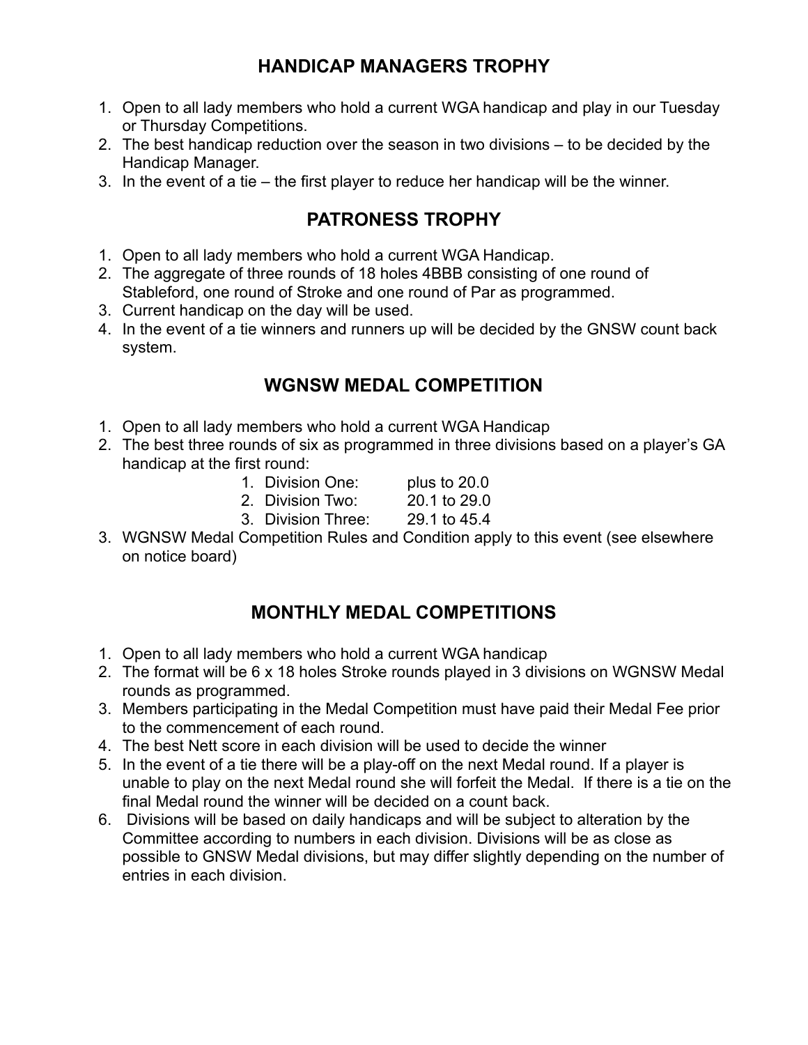## HANDICAP MANAGERS TROPHY

1. Open to all lady members who hold a current WGA handicap and play in our Tuesday or Thursday Competitions.
2. The best handicap reduction over the season in two divisions – to be decided by the Handicap Manager.
3. In the event of a tie – the first player to reduce her handicap will be the winner.

## PATRONESS TROPHY

1. Open to all lady members who hold a current WGA Handicap.
2. The aggregate of three rounds of 18 holes 4BBB consisting of one round of Stableford, one round of Stroke and one round of Par as programmed.
3. Current handicap on the day will be used.
4. In the event of a tie winners and runners up will be decided by the GNSW count back system.

## WGNSW MEDAL COMPETITION

1. Open to all lady members who hold a current WGA Handicap
2. The best three rounds of six as programmed in three divisions based on a player's GA handicap at the first round:
   1. Division One: plus to 20.0
   2. Division Two: 20.1 to 29.0
   3. Division Three: 29.1 to 45.4
3. WGNSW Medal Competition Rules and Condition apply to this event (see elsewhere on notice board)

## MONTHLY MEDAL COMPETITIONS

1. Open to all lady members who hold a current WGA handicap
2. The format will be 6 x 18 holes Stroke rounds played in 3 divisions on WGNSW Medal rounds as programmed.
3. Members participating in the Medal Competition must have paid their Medal Fee prior to the commencement of each round.
4. The best Nett score in each division will be used to decide the winner
5. In the event of a tie there will be a play-off on the next Medal round. If a player is unable to play on the next Medal round she will forfeit the Medal. If there is a tie on the final Medal round the winner will be decided on a count back.
6. Divisions will be based on daily handicaps and will be subject to alteration by the Committee according to numbers in each division. Divisions will be as close as possible to GNSW Medal divisions, but may differ slightly depending on the number of entries in each division.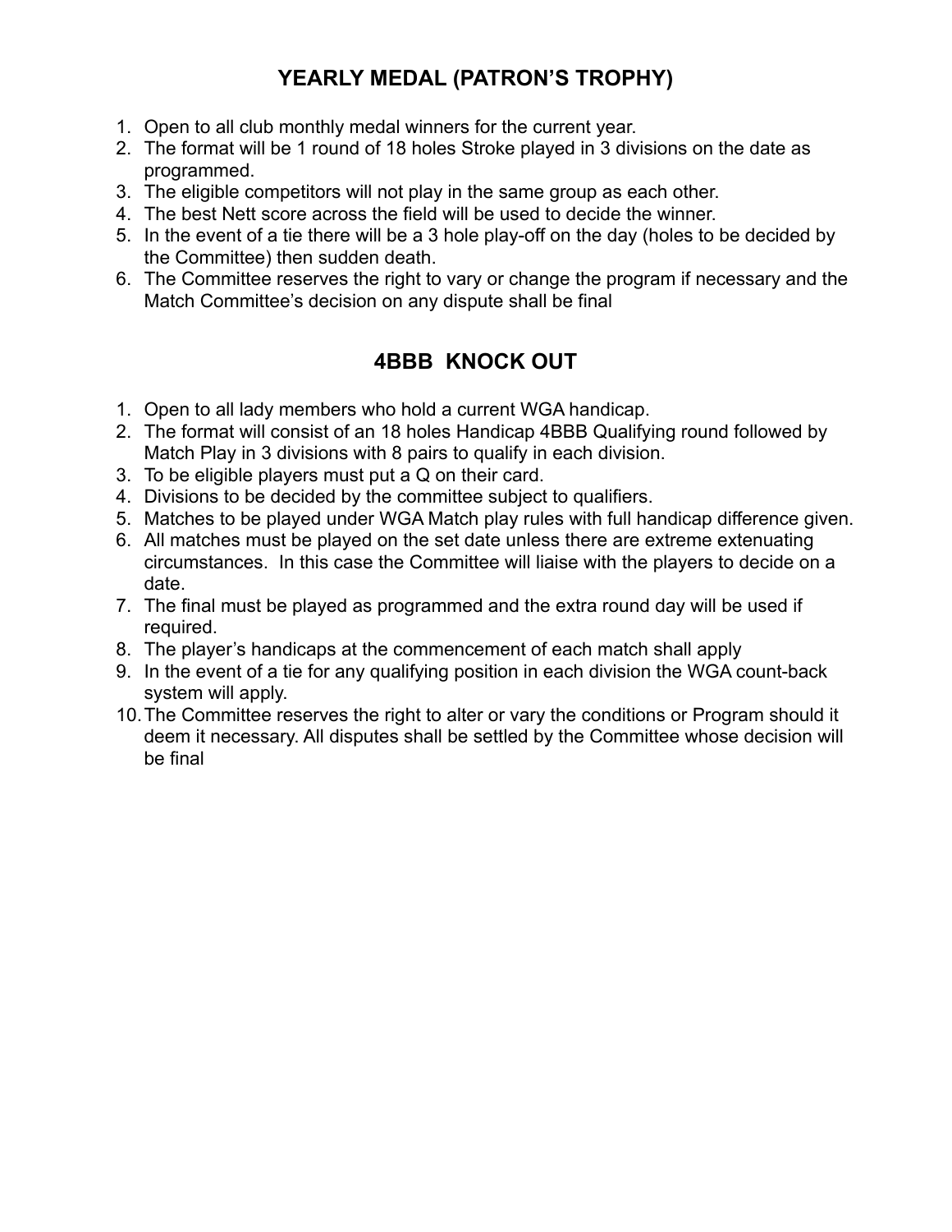## YEARLY MEDAL (PATRON'S TROPHY)

1. Open to all club monthly medal winners for the current year.
2. The format will be 1 round of 18 holes Stroke played in 3 divisions on the date as programmed.
3. The eligible competitors will not play in the same group as each other.
4. The best Nett score across the field will be used to decide the winner.
5. In the event of a tie there will be a 3 hole play-off on the day (holes to be decided by the Committee) then sudden death.
6. The Committee reserves the right to vary or change the program if necessary and the Match Committee's decision on any dispute shall be final

## 4BBB KNOCK OUT

1. Open to all lady members who hold a current WGA handicap.
2. The format will consist of an 18 holes Handicap 4BBB Qualifying round followed by Match Play in 3 divisions with 8 pairs to qualify in each division.
3. To be eligible players must put a Q on their card.
4. Divisions to be decided by the committee subject to qualifiers.
5. Matches to be played under WGA Match play rules with full handicap difference given.
6. All matches must be played on the set date unless there are extreme extenuating circumstances. In this case the Committee will liaise with the players to decide on a date.
7. The final must be played as programmed and the extra round day will be used if required.
8. The player's handicaps at the commencement of each match shall apply
9. In the event of a tie for any qualifying position in each division the WGA count-back system will apply.
10. The Committee reserves the right to alter or vary the conditions or Program should it deem it necessary. All disputes shall be settled by the Committee whose decision will be final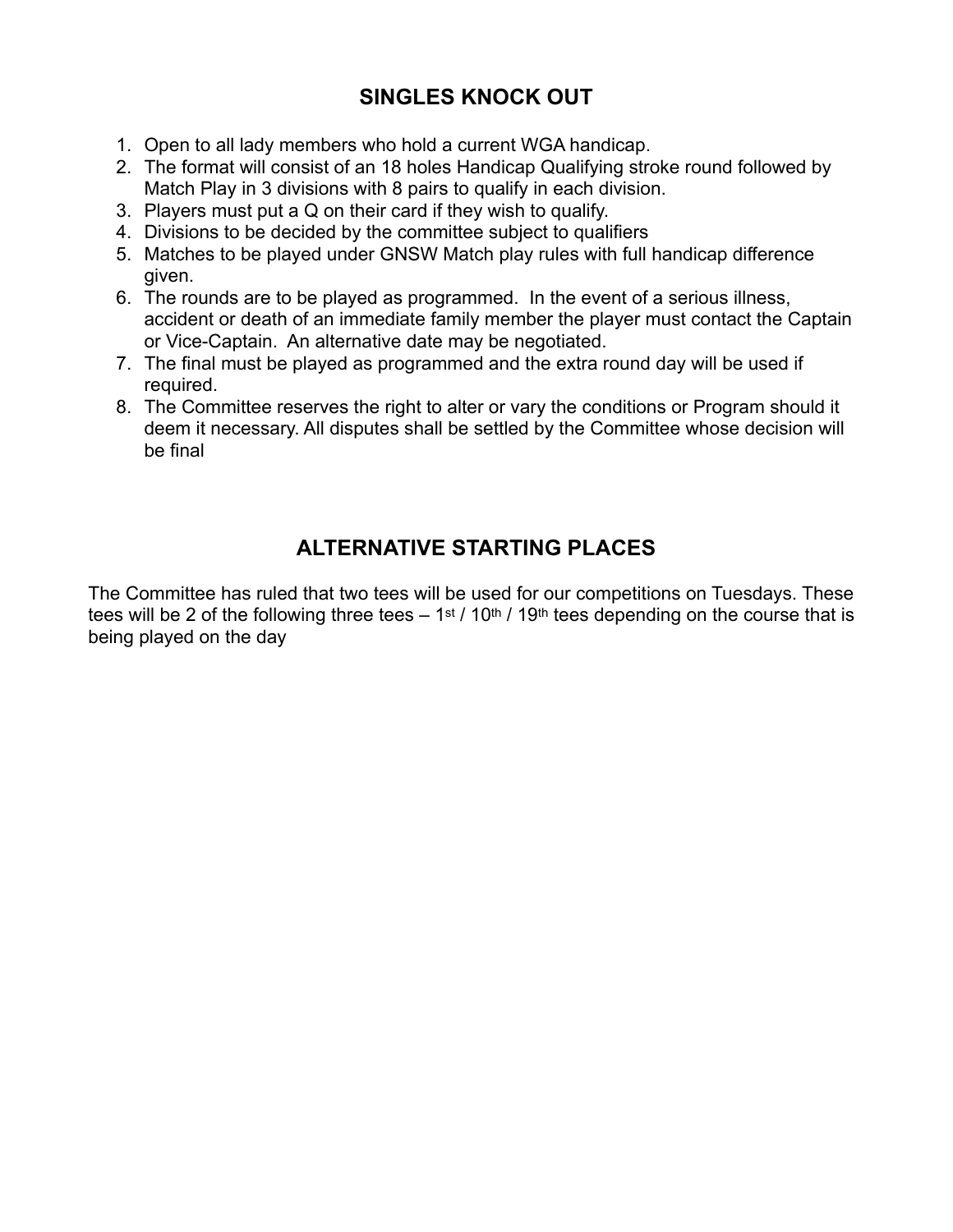## SINGLES KNOCK OUT

1. Open to all lady members who hold a current WGA handicap.
2. The format will consist of an 18 holes Handicap Qualifying stroke round followed by Match Play in 3 divisions with 8 pairs to qualify in each division.
3. Players must put a Q on their card if they wish to qualify.
4. Divisions to be decided by the committee subject to qualifiers
5. Matches to be played under GNSW Match play rules with full handicap difference given.
6. The rounds are to be played as programmed. In the event of a serious illness, accident or death of an immediate family member the player must contact the Captain or Vice-Captain. An alternative date may be negotiated.
7. The final must be played as programmed and the extra round day will be used if required.
8. The Committee reserves the right to alter or vary the conditions or Program should it deem it necessary. All disputes shall be settled by the Committee whose decision will be final

## ALTERNATIVE STARTING PLACES

The Committee has ruled that two tees will be used for our competitions on Tuesdays. These tees will be 2 of the following three tees – 1st / 10th / 19th tees depending on the course that is being played on the day